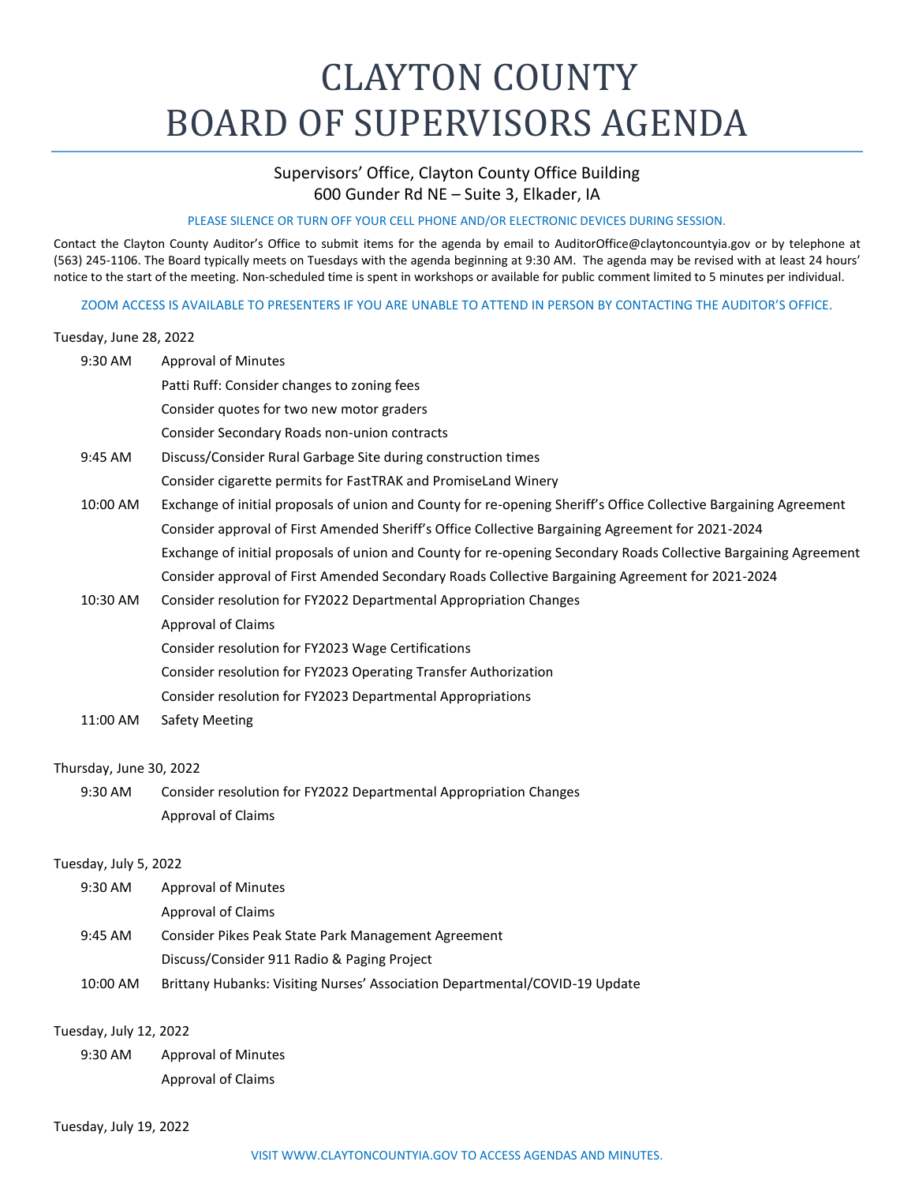# CLAYTON COUNTY
# BOARD OF SUPERVISORS AGENDA

Supervisors' Office, Clayton County Office Building
600 Gunder Rd NE – Suite 3, Elkader, IA

PLEASE SILENCE OR TURN OFF YOUR CELL PHONE AND/OR ELECTRONIC DEVICES DURING SESSION.

Contact the Clayton County Auditor's Office to submit items for the agenda by email to AuditorOffice@claytoncountyia.gov or by telephone at (563) 245-1106. The Board typically meets on Tuesdays with the agenda beginning at 9:30 AM. The agenda may be revised with at least 24 hours' notice to the start of the meeting. Non-scheduled time is spent in workshops or available for public comment limited to 5 minutes per individual.

ZOOM ACCESS IS AVAILABLE TO PRESENTERS IF YOU ARE UNABLE TO ATTEND IN PERSON BY CONTACTING THE AUDITOR'S OFFICE.

Tuesday, June 28, 2022

| | |
|---|---|
| 9:30 AM | Approval of Minutes |
| | Patti Ruff: Consider changes to zoning fees |
| | Consider quotes for two new motor graders |
| | Consider Secondary Roads non-union contracts |
| 9:45 AM | Discuss/Consider Rural Garbage Site during construction times |
| | Consider cigarette permits for FastTRAK and PromiseLand Winery |
| 10:00 AM | Exchange of initial proposals of union and County for re-opening Sheriff's Office Collective Bargaining Agreement |
| | Consider approval of First Amended Sheriff's Office Collective Bargaining Agreement for 2021-2024 |
| | Exchange of initial proposals of union and County for re-opening Secondary Roads Collective Bargaining Agreement |
| | Consider approval of First Amended Secondary Roads Collective Bargaining Agreement for 2021-2024 |
| 10:30 AM | Consider resolution for FY2022 Departmental Appropriation Changes |
| | Approval of Claims |
| | Consider resolution for FY2023 Wage Certifications |
| | Consider resolution for FY2023 Operating Transfer Authorization |
| | Consider resolution for FY2023 Departmental Appropriations |
| 11:00 AM | Safety Meeting |

Thursday, June 30, 2022

| | |
|---|---|
| 9:30 AM | Consider resolution for FY2022 Departmental Appropriation Changes |
| | Approval of Claims |

Tuesday, July 5, 2022

| | |
|---|---|
| 9:30 AM | Approval of Minutes |
| | Approval of Claims |
| 9:45 AM | Consider Pikes Peak State Park Management Agreement |
| | Discuss/Consider 911 Radio & Paging Project |
| 10:00 AM | Brittany Hubanks: Visiting Nurses' Association Departmental/COVID-19 Update |

Tuesday, July 12, 2022

| | |
|---|---|
| 9:30 AM | Approval of Minutes |
| | Approval of Claims |

Tuesday, July 19, 2022

VISIT WWW.CLAYTONCOUNTYIA.GOV TO ACCESS AGENDAS AND MINUTES.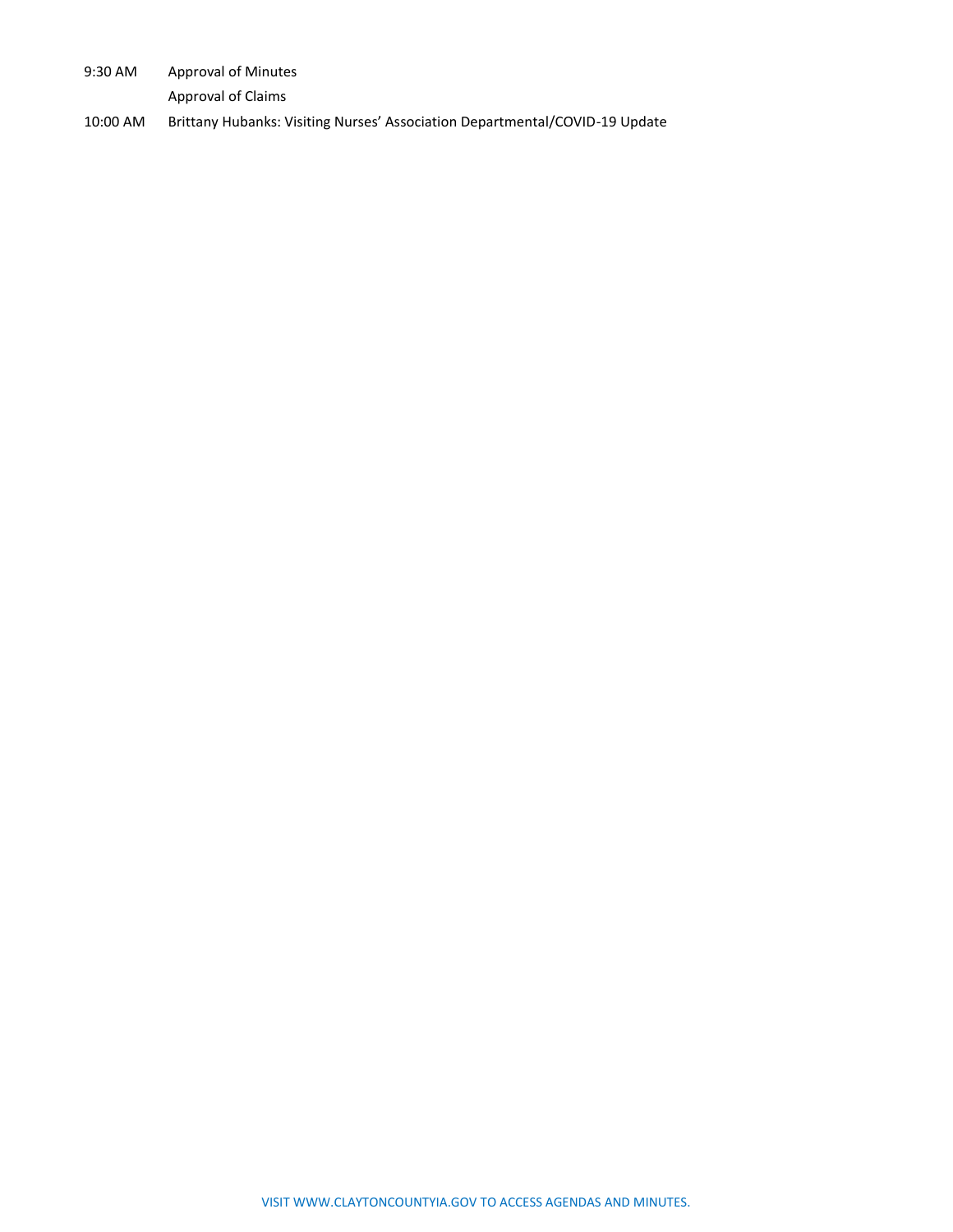9:30 AM Approval of Minutes

Approval of Claims

10:00 AM Brittany Hubanks: Visiting Nurses' Association Departmental/COVID-19 Update